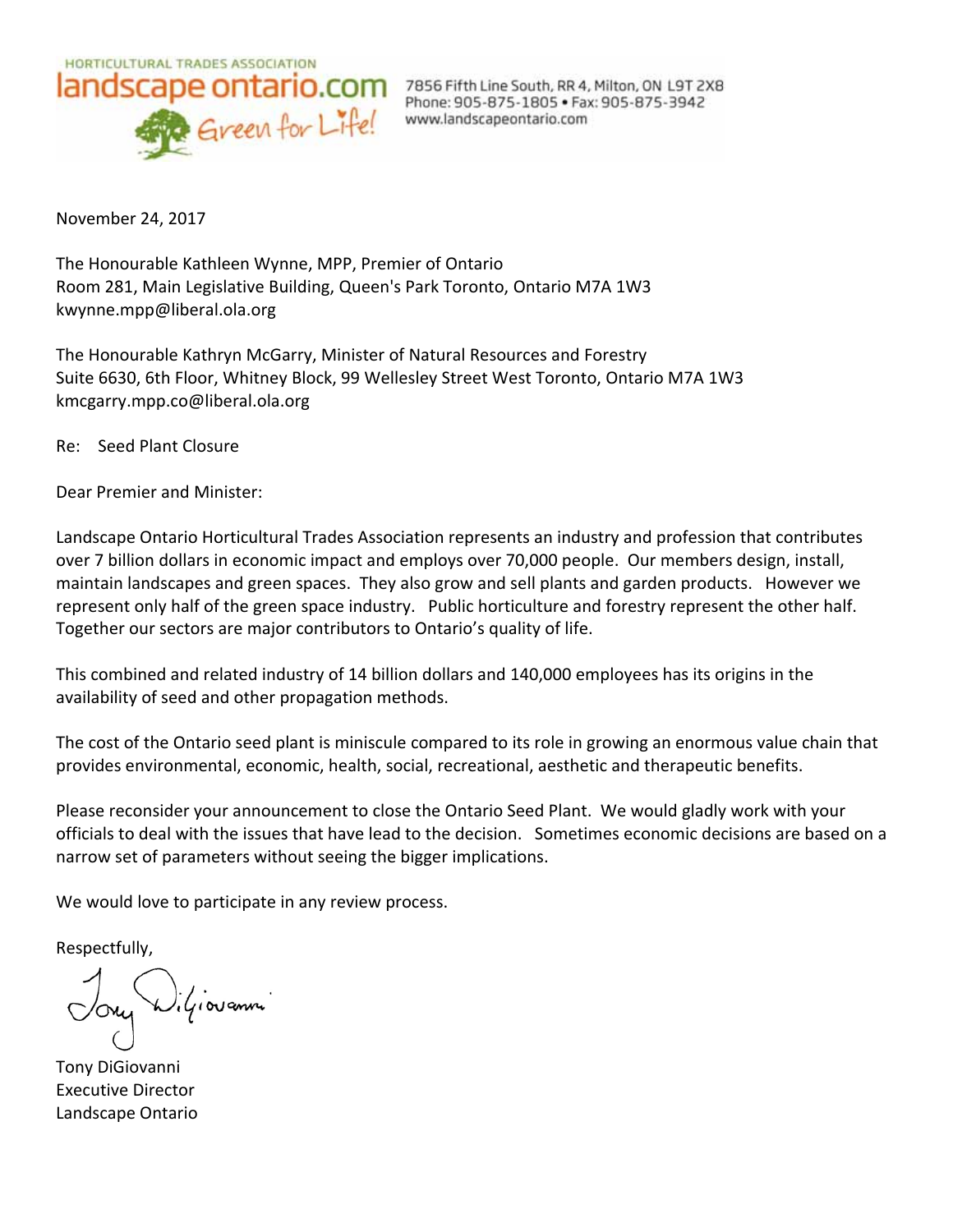HORTICULTURAL TRADES ASSOCIATION
landscape ontario.com
Green for Life!

7856 Fifth Line South, RR 4, Milton, ON L9T 2X8
Phone: 905-875-1805 • Fax: 905-875-3942
www.landscapeontario.com

November 24, 2017

The Honourable Kathleen Wynne, MPP, Premier of Ontario
Room 281, Main Legislative Building, Queen's Park Toronto, Ontario M7A 1W3
kwynne.mpp@liberal.ola.org

The Honourable Kathryn McGarry, Minister of Natural Resources and Forestry
Suite 6630, 6th Floor, Whitney Block, 99 Wellesley Street West Toronto, Ontario M7A 1W3
kmcgarry.mpp.co@liberal.ola.org

Re: Seed Plant Closure

Dear Premier and Minister:

Landscape Ontario Horticultural Trades Association represents an industry and profession that contributes over 7 billion dollars in economic impact and employs over 70,000 people. Our members design, install, maintain landscapes and green spaces. They also grow and sell plants and garden products. However we represent only half of the green space industry. Public horticulture and forestry represent the other half. Together our sectors are major contributors to Ontario's quality of life.

This combined and related industry of 14 billion dollars and 140,000 employees has its origins in the availability of seed and other propagation methods.

The cost of the Ontario seed plant is miniscule compared to its role in growing an enormous value chain that provides environmental, economic, health, social, recreational, aesthetic and therapeutic benefits.

Please reconsider your announcement to close the Ontario Seed Plant. We would gladly work with your officials to deal with the issues that have lead to the decision. Sometimes economic decisions are based on a narrow set of parameters without seeing the bigger implications.

We would love to participate in any review process.

Respectfully,

Tony DiGiovanni
Executive Director
Landscape Ontario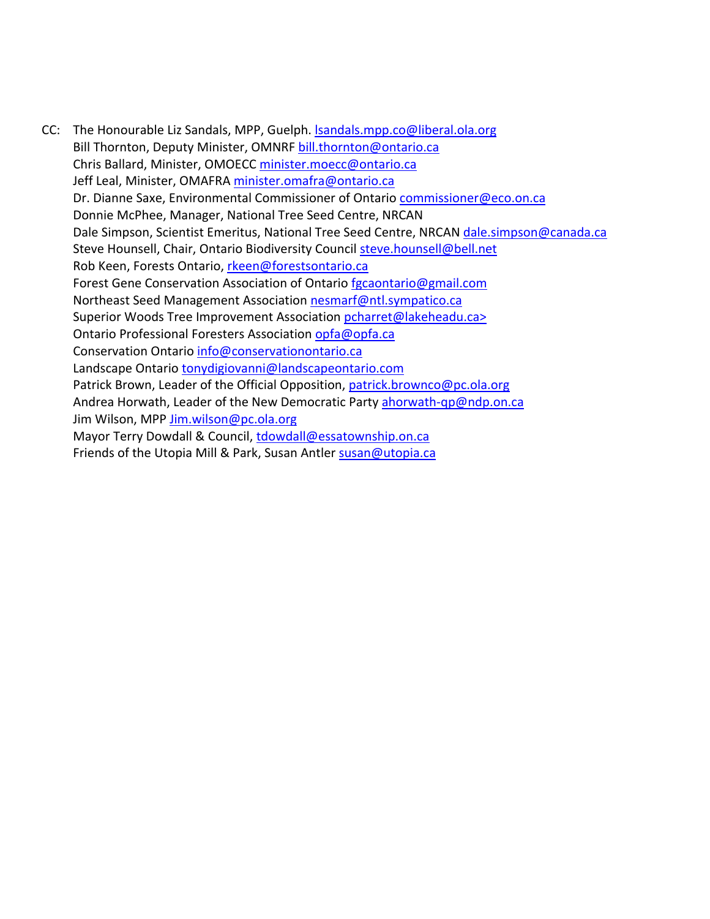CC: The Honourable Liz Sandals, MPP, Guelph. lsandals.mpp.co@liberal.ola.org
Bill Thornton, Deputy Minister, OMNRF bill.thornton@ontario.ca
Chris Ballard, Minister, OMOECC minister.moecc@ontario.ca
Jeff Leal, Minister, OMAFRA minister.omafra@ontario.ca
Dr. Dianne Saxe, Environmental Commissioner of Ontario commissioner@eco.on.ca
Donnie McPhee, Manager, National Tree Seed Centre, NRCAN
Dale Simpson, Scientist Emeritus, National Tree Seed Centre, NRCAN dale.simpson@canada.ca
Steve Hounsell, Chair, Ontario Biodiversity Council steve.hounsell@bell.net
Rob Keen, Forests Ontario, rkeen@forestsontario.ca
Forest Gene Conservation Association of Ontario fgcaontario@gmail.com
Northeast Seed Management Association nesmarf@ntl.sympatico.ca
Superior Woods Tree Improvement Association pcharret@lakeheadu.ca>
Ontario Professional Foresters Association opfa@opfa.ca
Conservation Ontario info@conservationontario.ca
Landscape Ontario tonydigiovanni@landscapeontario.com
Patrick Brown, Leader of the Official Opposition, patrick.brownco@pc.ola.org
Andrea Horwath, Leader of the New Democratic Party ahorwath-qp@ndp.on.ca
Jim Wilson, MPP Jim.wilson@pc.ola.org
Mayor Terry Dowdall & Council, tdowdall@essatownship.on.ca
Friends of the Utopia Mill & Park, Susan Antler susan@utopia.ca